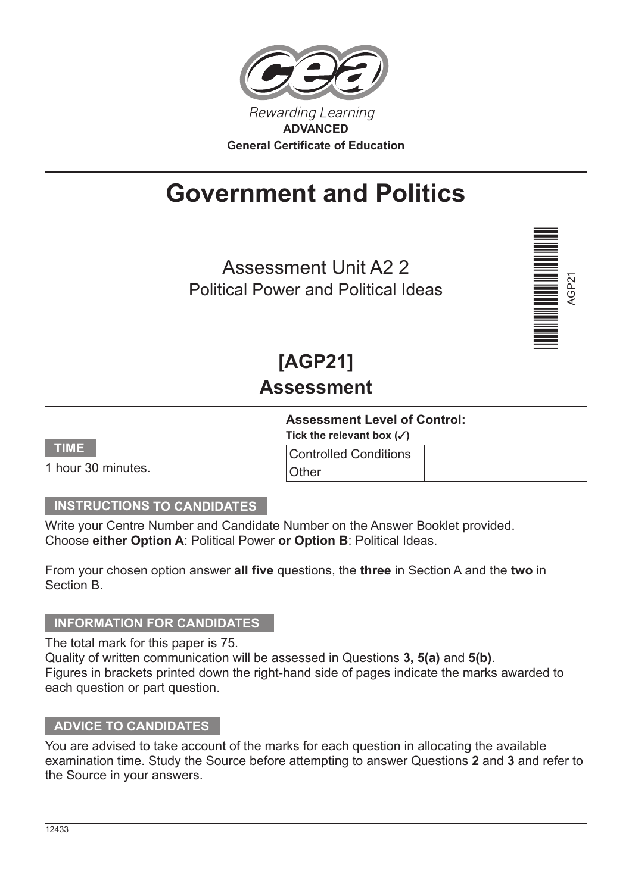Rewarding Learning

**ADVANCED**

**General Certificate of Education**

# Government and Politics

## Assessment Unit A2 2
Political Power and Political Ideas

AGP21

## [AGP21]
## Assessment

**Assessment Level of Control:**
**Tick the relevant box (✓)**

| | |
|---|---|
| Controlled Conditions | |
| Other | |

**TIME**

1 hour 30 minutes.

**INSTRUCTIONS TO CANDIDATES**

Write your Centre Number and Candidate Number on the Answer Booklet provided.
Choose **either Option A**: Political Power **or Option B**: Political Ideas.

From your chosen option answer **all five** questions, the **three** in Section A and the **two** in Section B.

**INFORMATION FOR CANDIDATES**

The total mark for this paper is 75.
Quality of written communication will be assessed in Questions **3, 5(a)** and **5(b)**.
Figures in brackets printed down the right-hand side of pages indicate the marks awarded to each question or part question.

**ADVICE TO CANDIDATES**

You are advised to take account of the marks for each question in allocating the available examination time. Study the Source before attempting to answer Questions **2** and **3** and refer to the Source in your answers.

12433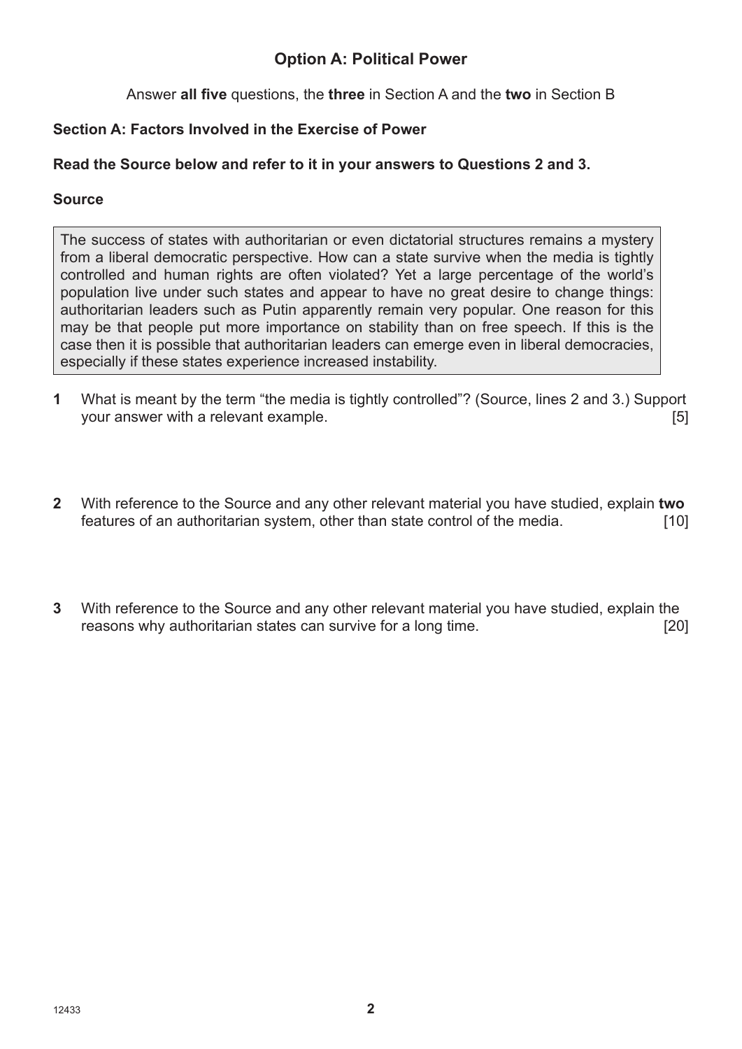## Option A: Political Power

Answer **all five** questions, the **three** in Section A and the **two** in Section B

### Section A: Factors Involved in the Exercise of Power

**Read the Source below and refer to it in your answers to Questions 2 and 3.**

**Source**

> The success of states with authoritarian or even dictatorial structures remains a mystery from a liberal democratic perspective. How can a state survive when the media is tightly controlled and human rights are often violated? Yet a large percentage of the world's population live under such states and appear to have no great desire to change things: authoritarian leaders such as Putin apparently remain very popular. One reason for this may be that people put more importance on stability than on free speech. If this is the case then it is possible that authoritarian leaders can emerge even in liberal democracies, especially if these states experience increased instability.

**1** What is meant by the term "the media is tightly controlled"? (Source, lines 2 and 3.) Support your answer with a relevant example. [5]

**2** With reference to the Source and any other relevant material you have studied, explain **two** features of an authoritarian system, other than state control of the media. [10]

**3** With reference to the Source and any other relevant material you have studied, explain the reasons why authoritarian states can survive for a long time. [20]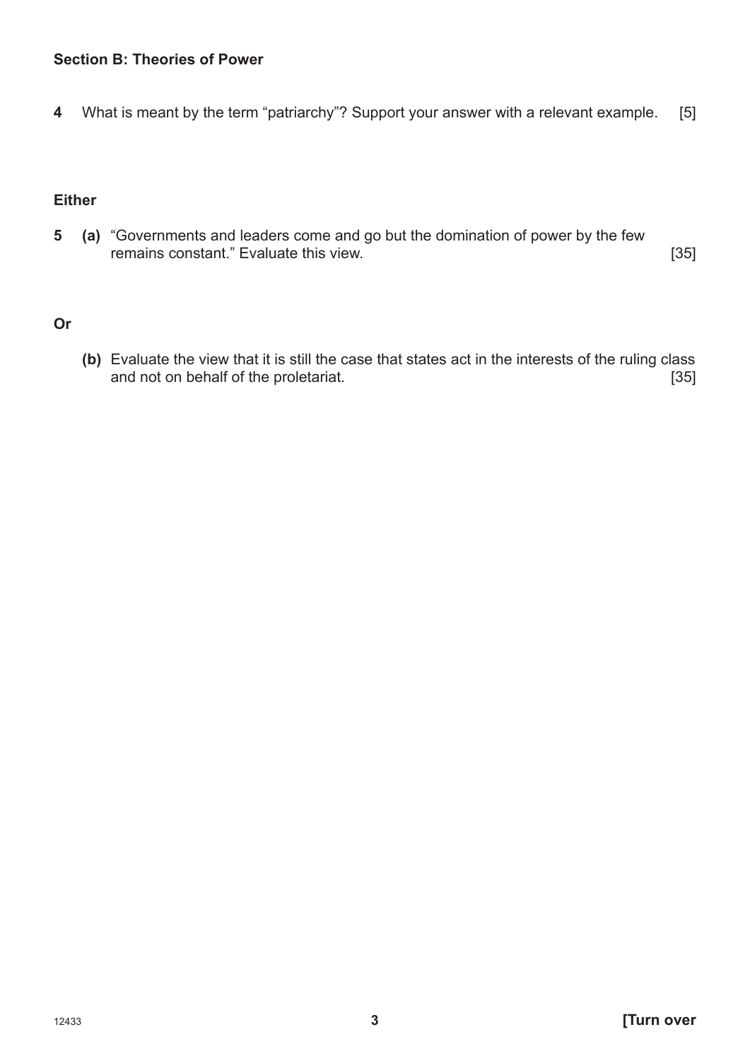## Section B: Theories of Power

**4** What is meant by the term "patriarchy"? Support your answer with a relevant example. [5]

**Either**

**5** **(a)** "Governments and leaders come and go but the domination of power by the few remains constant." Evaluate this view. [35]

**Or**

**(b)** Evaluate the view that it is still the case that states act in the interests of the ruling class and not on behalf of the proletariat. [35]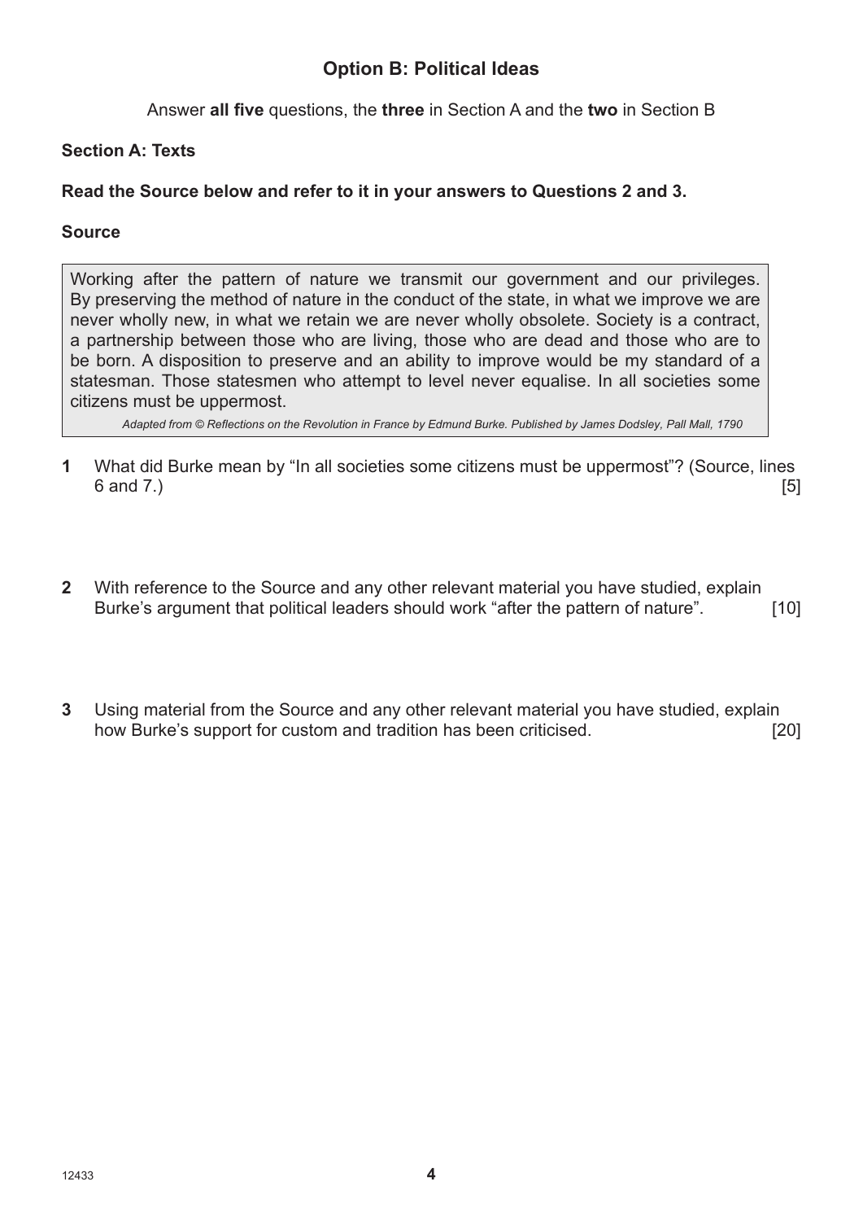## Option B: Political Ideas

Answer **all five** questions, the **three** in Section A and the **two** in Section B

### Section A: Texts

**Read the Source below and refer to it in your answers to Questions 2 and 3.**

**Source**

> Working after the pattern of nature we transmit our government and our privileges. By preserving the method of nature in the conduct of the state, in what we improve we are never wholly new, in what we retain we are never wholly obsolete. Society is a contract, a partnership between those who are living, those who are dead and those who are to be born. A disposition to preserve and an ability to improve would be my standard of a statesman. Those statesmen who attempt to level never equalise. In all societies some citizens must be uppermost.
>
> *Adapted from © Reflections on the Revolution in France by Edmund Burke. Published by James Dodsley, Pall Mall, 1790*

**1** What did Burke mean by "In all societies some citizens must be uppermost"? (Source, lines 6 and 7.) [5]

**2** With reference to the Source and any other relevant material you have studied, explain Burke's argument that political leaders should work "after the pattern of nature". [10]

**3** Using material from the Source and any other relevant material you have studied, explain how Burke's support for custom and tradition has been criticised. [20]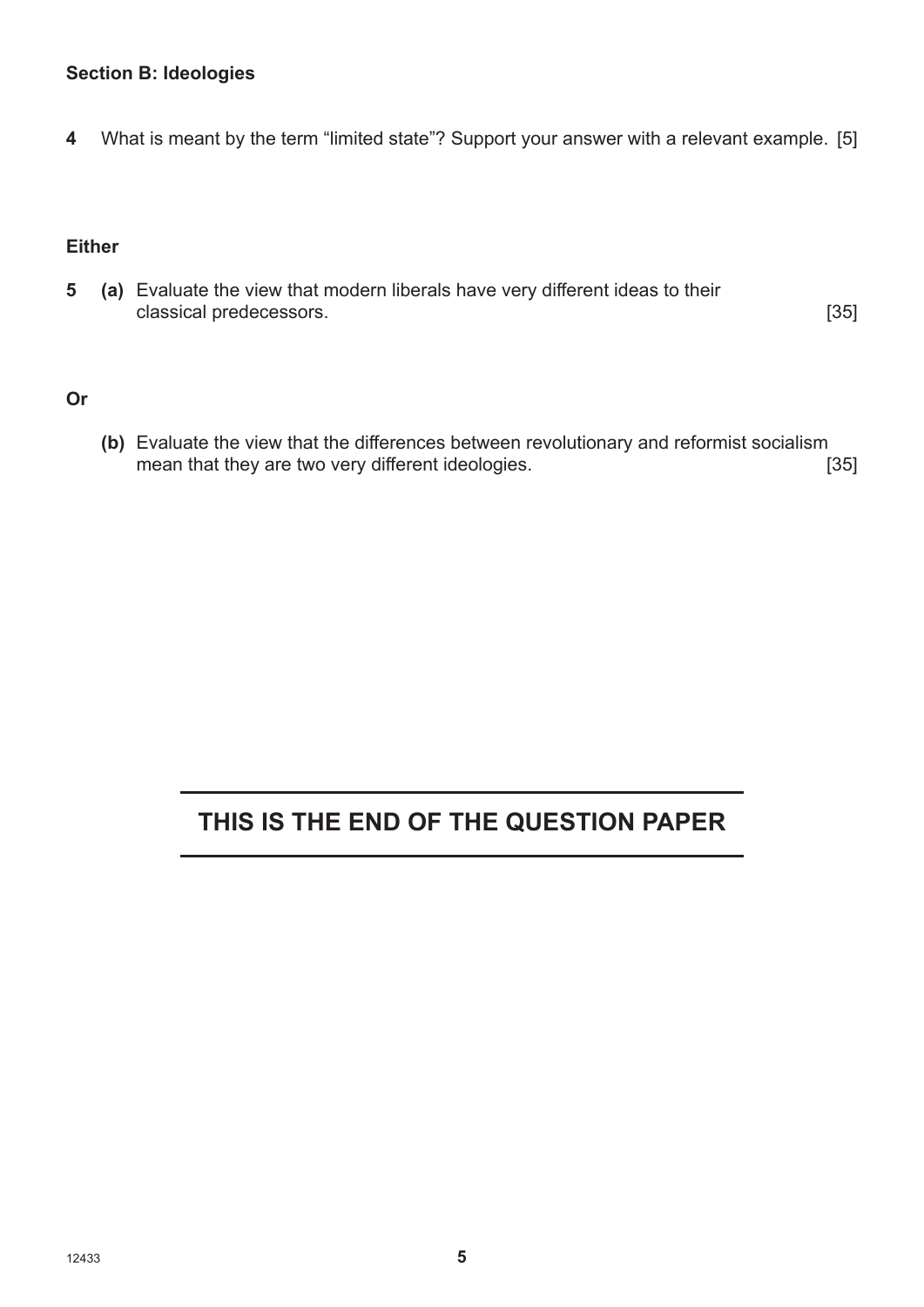**Section B: Ideologies**

**4** What is meant by the term “limited state”? Support your answer with a relevant example. [5]

**Either**

**5** **(a)** Evaluate the view that modern liberals have very different ideas to their classical predecessors. [35]

**Or**

**(b)** Evaluate the view that the differences between revolutionary and reformist socialism mean that they are two very different ideologies. [35]

**THIS IS THE END OF THE QUESTION PAPER**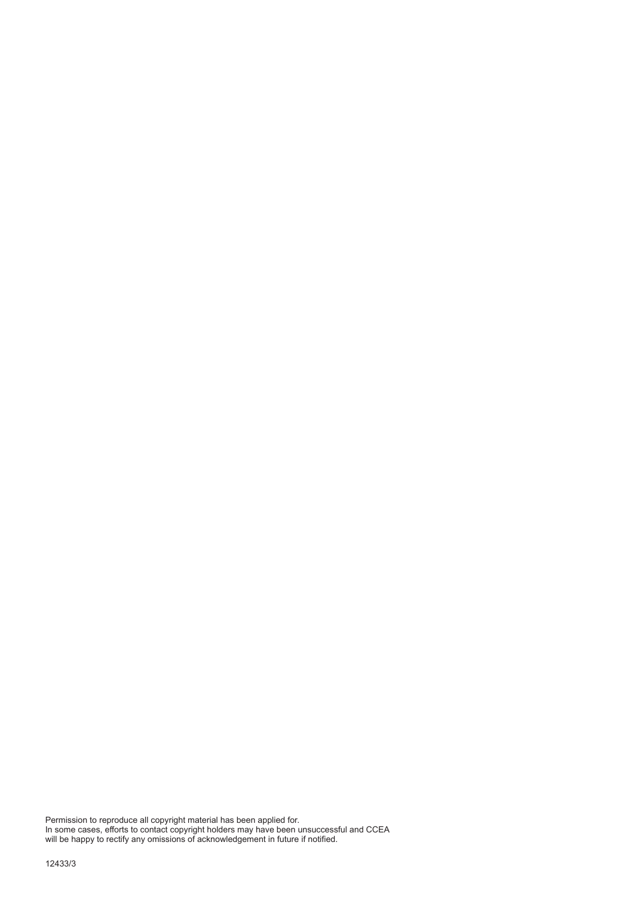Permission to reproduce all copyright material has been applied for.
In some cases, efforts to contact copyright holders may have been unsuccessful and CCEA will be happy to rectify any omissions of acknowledgement in future if notified.

12433/3